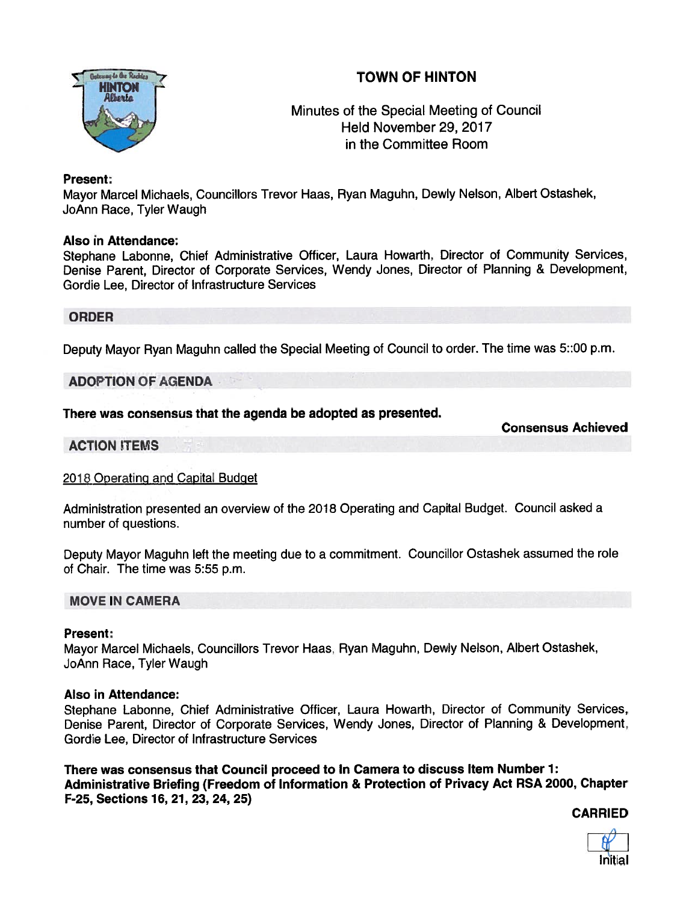# TOWN OF HINTON

Minutes of the Special Meeting of Council
Held November 29, 2017
in the Committee Room

**Present:**
Mayor Marcel Michaels, Councillors Trevor Haas, Ryan Maguhn, Dewly Nelson, Albert Ostashek, JoAnn Race, Tyler Waugh

**Also in Attendance:**
Stephane Labonne, Chief Administrative Officer, Laura Howarth, Director of Community Services, Denise Parent, Director of Corporate Services, Wendy Jones, Director of Planning & Development, Gordie Lee, Director of Infrastructure Services

## ORDER

Deputy Mayor Ryan Maguhn called the Special Meeting of Council to order. The time was 5::00 p.m.

## ADOPTION OF AGENDA

**There was consensus that the agenda be adopted as presented.**

**Consensus Achieved**

## ACTION ITEMS

2018 Operating and Capital Budget

Administration presented an overview of the 2018 Operating and Capital Budget. Council asked a number of questions.

Deputy Mayor Maguhn left the meeting due to a commitment. Councillor Ostashek assumed the role of Chair. The time was 5:55 p.m.

## MOVE IN CAMERA

**Present:**
Mayor Marcel Michaels, Councillors Trevor Haas, Ryan Maguhn, Dewly Nelson, Albert Ostashek, JoAnn Race, Tyler Waugh

**Also in Attendance:**
Stephane Labonne, Chief Administrative Officer, Laura Howarth, Director of Community Services, Denise Parent, Director of Corporate Services, Wendy Jones, Director of Planning & Development, Gordie Lee, Director of Infrastructure Services

**There was consensus that Council proceed to In Camera to discuss Item Number 1: Administrative Briefing (Freedom of Information & Protection of Privacy Act RSA 2000, Chapter F-25, Sections 16, 21, 23, 24, 25)**

**CARRIED**

Initial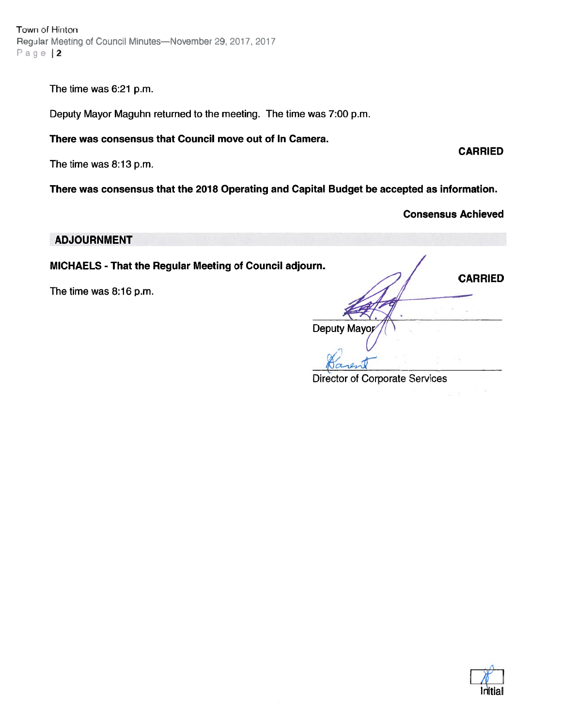The time was 6:21 p.m.

Deputy Mayor Maguhn returned to the meeting. The time was 7:00 p.m.

**There was consensus that Council move out of In Camera.**

**CARRIED**

The time was 8:13 p.m.

**There was consensus that the 2018 Operating and Capital Budget be accepted as information.**

**Consensus Achieved**

## ADJOURNMENT

**MICHAELS - That the Regular Meeting of Council adjourn.**

**CARRIED**

The time was 8:16 p.m.

Deputy Mayor

Director of Corporate Services

Initial